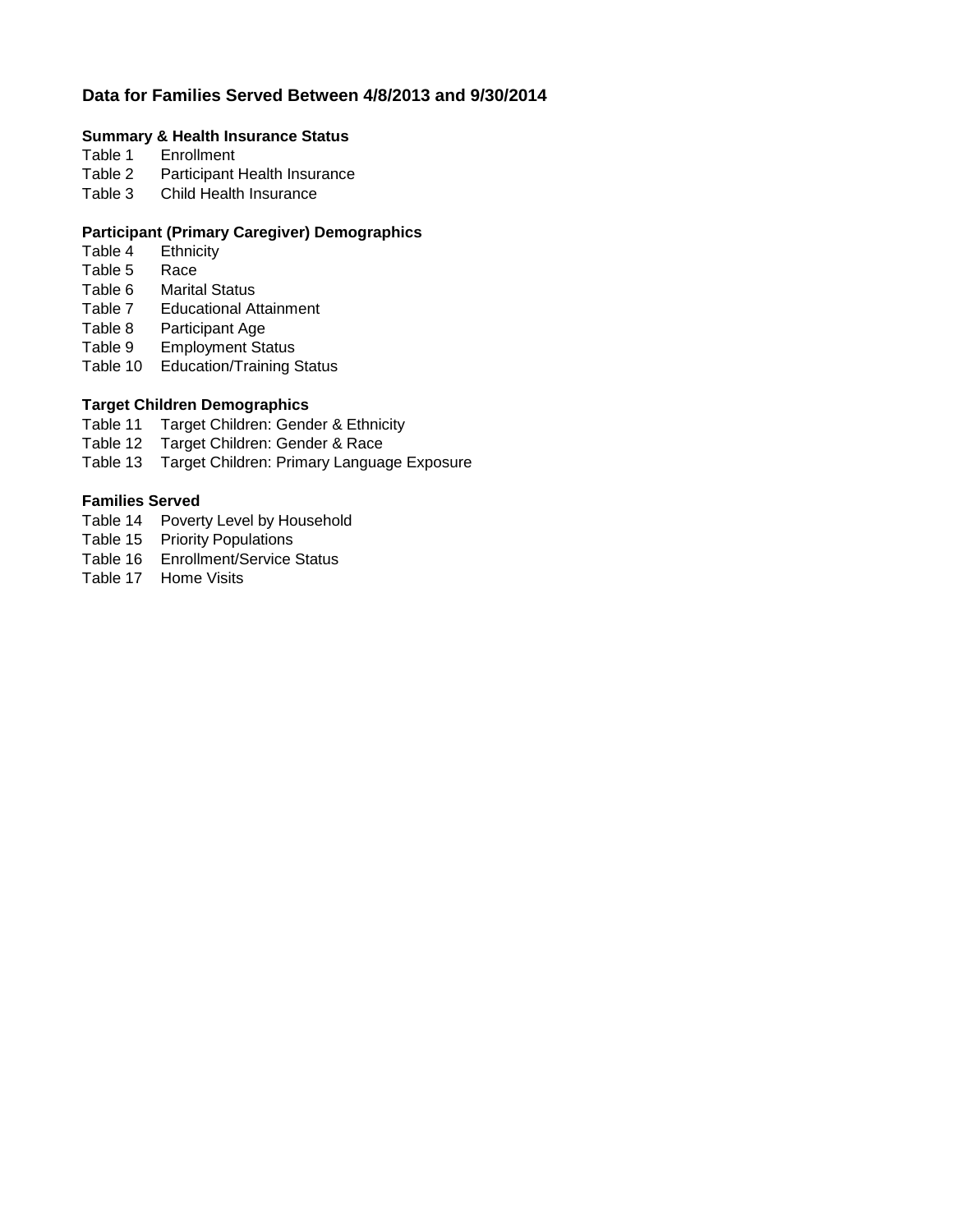# Data for Families Served Between 4/8/2013 and 9/30/2014

### Summary & Health Insurance Status

| | |
|---|---|
| Table 1 | Enrollment |
| Table 2 | Participant Health Insurance |
| Table 3 | Child Health Insurance |

### Participant (Primary Caregiver) Demographics

| | |
|---|---|
| Table 4 | Ethnicity |
| Table 5 | Race |
| Table 6 | Marital Status |
| Table 7 | Educational Attainment |
| Table 8 | Participant Age |
| Table 9 | Employment Status |
| Table 10 | Education/Training Status |

### Target Children Demographics

| | |
|---|---|
| Table 11 | Target Children: Gender & Ethnicity |
| Table 12 | Target Children: Gender & Race |
| Table 13 | Target Children: Primary Language Exposure |

### Families Served

| | |
|---|---|
| Table 14 | Poverty Level by Household |
| Table 15 | Priority Populations |
| Table 16 | Enrollment/Service Status |
| Table 17 | Home Visits |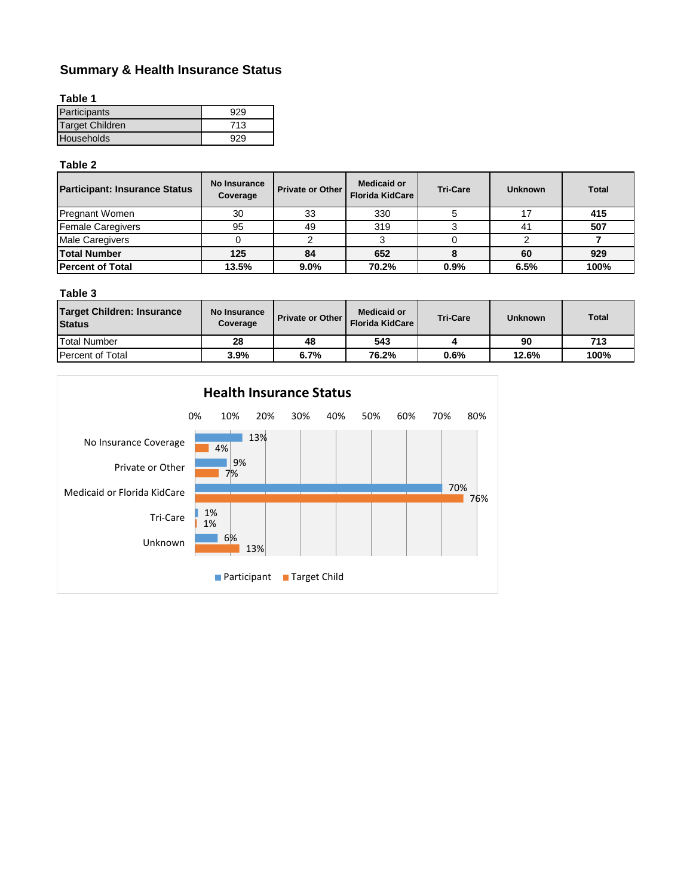## Summary & Health Insurance Status

**Table 1**

| | |
|---|---|
| Participants | 929 |
| Target Children | 713 |
| Households | 929 |

**Table 2**

| Participant: Insurance Status | No Insurance Coverage | Private or Other | Medicaid or Florida KidCare | Tri-Care | Unknown | Total |
|---|---|---|---|---|---|---|
| Pregnant Women | 30 | 33 | 330 | 5 | 17 | **415** |
| Female Caregivers | 95 | 49 | 319 | 3 | 41 | **507** |
| Male Caregivers | 0 | 2 | 3 | 0 | 2 | **7** |
| **Total Number** | **125** | **84** | **652** | **8** | **60** | **929** |
| **Percent of Total** | **13.5%** | **9.0%** | **70.2%** | **0.9%** | **6.5%** | **100%** |

**Table 3**

| Target Children: Insurance Status | No Insurance Coverage | Private or Other | Medicaid or Florida KidCare | Tri-Care | Unknown | Total |
|---|---|---|---|---|---|---|
| Total Number | **28** | **48** | **543** | **4** | **90** | **713** |
| Percent of Total | **3.9%** | **6.7%** | **76.2%** | **0.6%** | **12.6%** | **100%** |

**Health Insurance Status**

| | Participant | Target Child |
|---|---|---|
| No Insurance Coverage | 13% | 4% |
| Private or Other | 9% | 7% |
| Medicaid or Florida KidCare | 70% | 76% |
| Tri-Care | 1% | 1% |
| Unknown | 6% | 13% |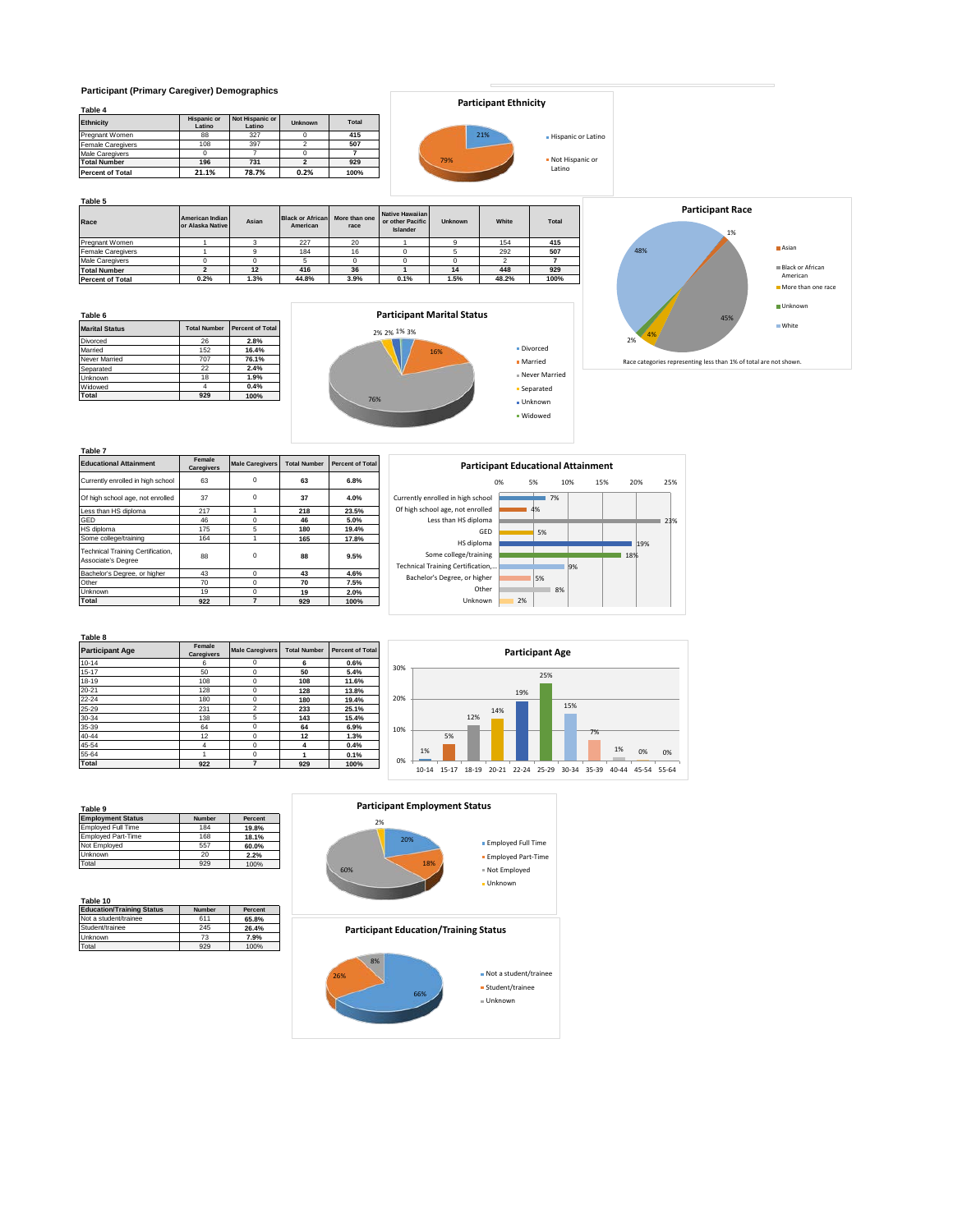## Participant (Primary Caregiver) Demographics

**Table 4**

| Ethnicity | Hispanic or Latino | Not Hispanic or Latino | Unknown | Total |
|---|---|---|---|---|
| Pregnant Women | 88 | 327 | 0 | 415 |
| Female Caregivers | 108 | 397 | 2 | 507 |
| Male Caregivers | 0 | 7 | 0 | 7 |
| **Total Number** | **196** | **731** | **2** | **929** |
| **Percent of Total** | **21.1%** | **78.7%** | **0.2%** | **100%** |

**Participant Ethnicity**

- Hispanic or Latino: 21%
- Not Hispanic or Latino: 79%

**Table 5**

| Race | American Indian or Alaska Native | Asian | Black or African American | More than one race | Native Hawaiian or other Pacific Islander | Unknown | White | Total |
|---|---|---|---|---|---|---|---|---|
| Pregnant Women | 1 | 3 | 227 | 20 | 1 | 9 | 154 | 415 |
| Female Caregivers | 1 | 9 | 184 | 16 | 0 | 5 | 292 | 507 |
| Male Caregivers | 0 | 0 | 5 | 0 | 0 | 0 | 2 | 7 |
| **Total Number** | **2** | **12** | **416** | **36** | **1** | **14** | **448** | **929** |
| **Percent of Total** | **0.2%** | **1.3%** | **44.8%** | **3.9%** | **0.1%** | **1.5%** | **48.2%** | **100%** |

**Participant Race**

- Asian: 1%
- Black or African American: 45%
- More than one race: 4%
- Unknown: 2%
- White: 48%

Race categories representing less than 1% of total are not shown.

**Table 6**

| Marital Status | Total Number | Percent of Total |
|---|---|---|
| Divorced | 26 | 2.8% |
| Married | 152 | 16.4% |
| Never Married | 707 | 76.1% |
| Separated | 22 | 2.4% |
| Unknown | 18 | 1.9% |
| Widowed | 4 | 0.4% |
| **Total** | **929** | **100%** |

**Participant Marital Status**

- Divorced: 3%
- Married: 16%
- Never Married: 76%
- Separated: 2%
- Unknown: 2%
- Widowed: 1%

**Table 7**

| Educational Attainment | Female Caregivers | Male Caregivers | Total Number | Percent of Total |
|---|---|---|---|---|
| Currently enrolled in high school | 63 | 0 | 63 | 6.8% |
| Of high school age, not enrolled | 37 | 0 | 37 | 4.0% |
| Less than HS diploma | 217 | 1 | 218 | 23.5% |
| GED | 46 | 0 | 46 | 5.0% |
| HS diploma | 175 | 5 | 180 | 19.4% |
| Some college/training | 164 | 1 | 165 | 17.8% |
| Technical Training Certification, Associate's Degree | 88 | 0 | 88 | 9.5% |
| Bachelor's Degree, or higher | 43 | 0 | 43 | 4.6% |
| Other | 70 | 0 | 70 | 7.5% |
| Unknown | 19 | 0 | 19 | 2.0% |
| **Total** | **922** | **7** | **929** | **100%** |

**Participant Educational Attainment**

- Currently enrolled in high school: 7%
- Of high school age, not enrolled: 4%
- Less than HS diploma: 23%
- GED: 5%
- HS diploma: 19%
- Some college/training: 18%
- Technical Training Certification,...: 9%
- Bachelor's Degree or higher: 5%
- Other: 8%
- Unknown: 2%

**Table 8**

| Participant Age | Female Caregivers | Male Caregivers | Total Number | Percent of Total |
|---|---|---|---|---|
| 10-14 | 6 | 0 | 6 | 0.6% |
| 15-17 | 50 | 0 | 50 | 5.4% |
| 18-19 | 108 | 0 | 108 | 11.6% |
| 20-21 | 128 | 0 | 128 | 13.8% |
| 22-24 | 180 | 0 | 180 | 19.4% |
| 25-29 | 231 | 2 | 233 | 25.1% |
| 30-34 | 138 | 5 | 143 | 15.4% |
| 35-39 | 64 | 0 | 64 | 6.9% |
| 40-44 | 12 | 0 | 12 | 1.3% |
| 45-54 | 4 | 0 | 4 | 0.4% |
| 55-64 | 1 | 0 | 1 | 0.1% |
| **Total** | **922** | **7** | **929** | **100%** |

**Participant Age**

| 10-14 | 15-17 | 18-19 | 20-21 | 22-24 | 25-29 | 30-34 | 35-39 | 40-44 | 45-54 | 55-64 |
|---|---|---|---|---|---|---|---|---|---|---|
| 1% | 5% | 12% | 14% | 19% | 25% | 15% | 7% | 1% | 0% | 0% |

**Table 9**

| Employment Status | Number | Percent |
|---|---|---|
| Employed Full Time | 184 | 19.8% |
| Employed Part-Time | 168 | 18.1% |
| Not Employed | 557 | 60.0% |
| Unknown | 20 | 2.2% |
| Total | 929 | 100% |

**Participant Employment Status**

- Employed Full Time: 20%
- Employed Part-Time: 18%
- Not Employed: 60%
- Unknown: 2%

**Table 10**

| Education/Training Status | Number | Percent |
|---|---|---|
| Not a student/trainee | 611 | 65.8% |
| Student/trainee | 245 | 26.4% |
| Unknown | 73 | 7.9% |
| Total | 929 | 100% |

**Participant Education/Training Status**

- Not a student/trainee: 66%
- Student/trainee: 26%
- Unknown: 8%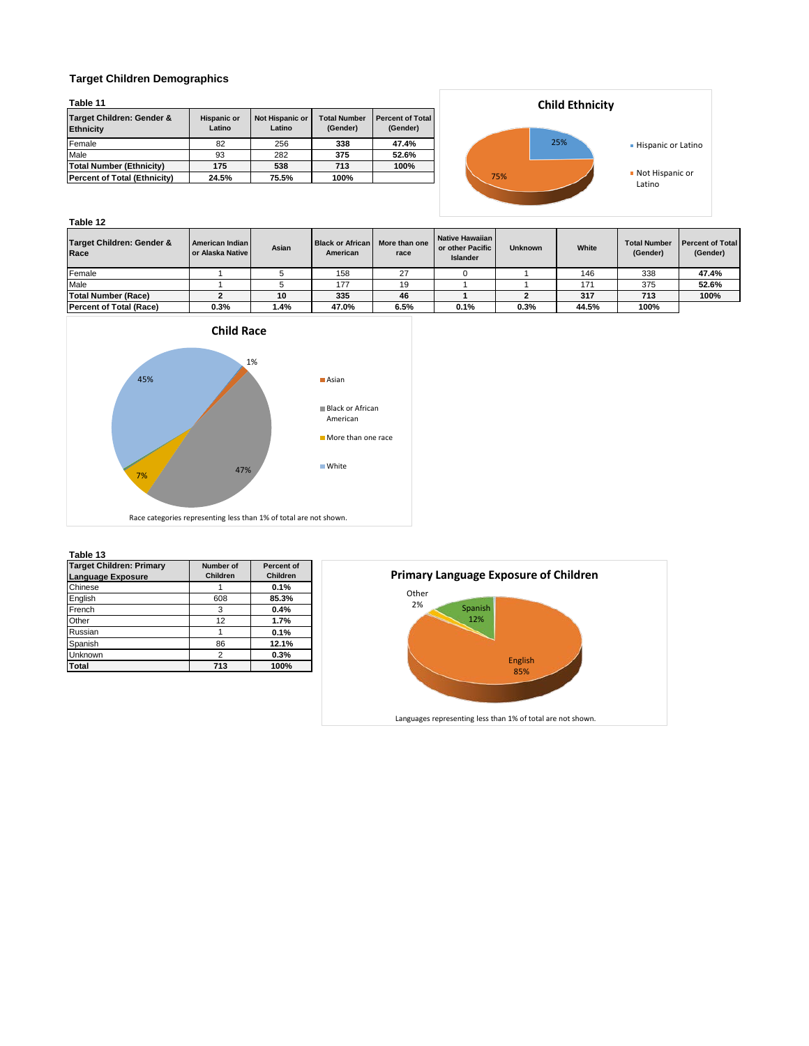## Target Children Demographics

**Table 11**

| Target Children: Gender & Ethnicity | Hispanic or Latino | Not Hispanic or Latino | Total Number (Gender) | Percent of Total (Gender) |
|---|---|---|---|---|
| Female | 82 | 256 | **338** | **47.4%** |
| Male | 93 | 282 | **375** | **52.6%** |
| **Total Number (Ethnicity)** | **175** | **538** | **713** | **100%** |
| **Percent of Total (Ethnicity)** | **24.5%** | **75.5%** | **100%** | |

**Child Ethnicity**

- Hispanic or Latino: 25%
- Not Hispanic or Latino: 75%

**Table 12**

| Target Children: Gender & Race | American Indian or Alaska Native | Asian | Black or African American | More than one race | Native Hawaiian or other Pacific Islander | Unknown | White | Total Number (Gender) | Percent of Total (Gender) |
|---|---|---|---|---|---|---|---|---|---|
| Female | 1 | 5 | 158 | 27 | 0 | 1 | 146 | 338 | **47.4%** |
| Male | 1 | 5 | 177 | 19 | 1 | 1 | 171 | 375 | **52.6%** |
| **Total Number (Race)** | **2** | **10** | **335** | **46** | **1** | **2** | **317** | **713** | **100%** |
| **Percent of Total (Race)** | **0.3%** | **1.4%** | **47.0%** | **6.5%** | **0.1%** | **0.3%** | **44.5%** | **100%** | |

**Child Race**

- Asian: 1%
- Black or African American: 47%
- More than one race: 7%
- White: 45%

Race categories representing less than 1% of total are not shown.

**Table 13**

| Target Children: Primary Language Exposure | Number of Children | Percent of Children |
|---|---|---|
| Chinese | 1 | **0.1%** |
| English | 608 | **85.3%** |
| French | 3 | **0.4%** |
| Other | 12 | **1.7%** |
| Russian | 1 | **0.1%** |
| Spanish | 86 | **12.1%** |
| Unknown | 2 | **0.3%** |
| **Total** | **713** | **100%** |

**Primary Language Exposure of Children**

- English: 85%
- Spanish: 12%
- Other: 2%

Languages representing less than 1% of total are not shown.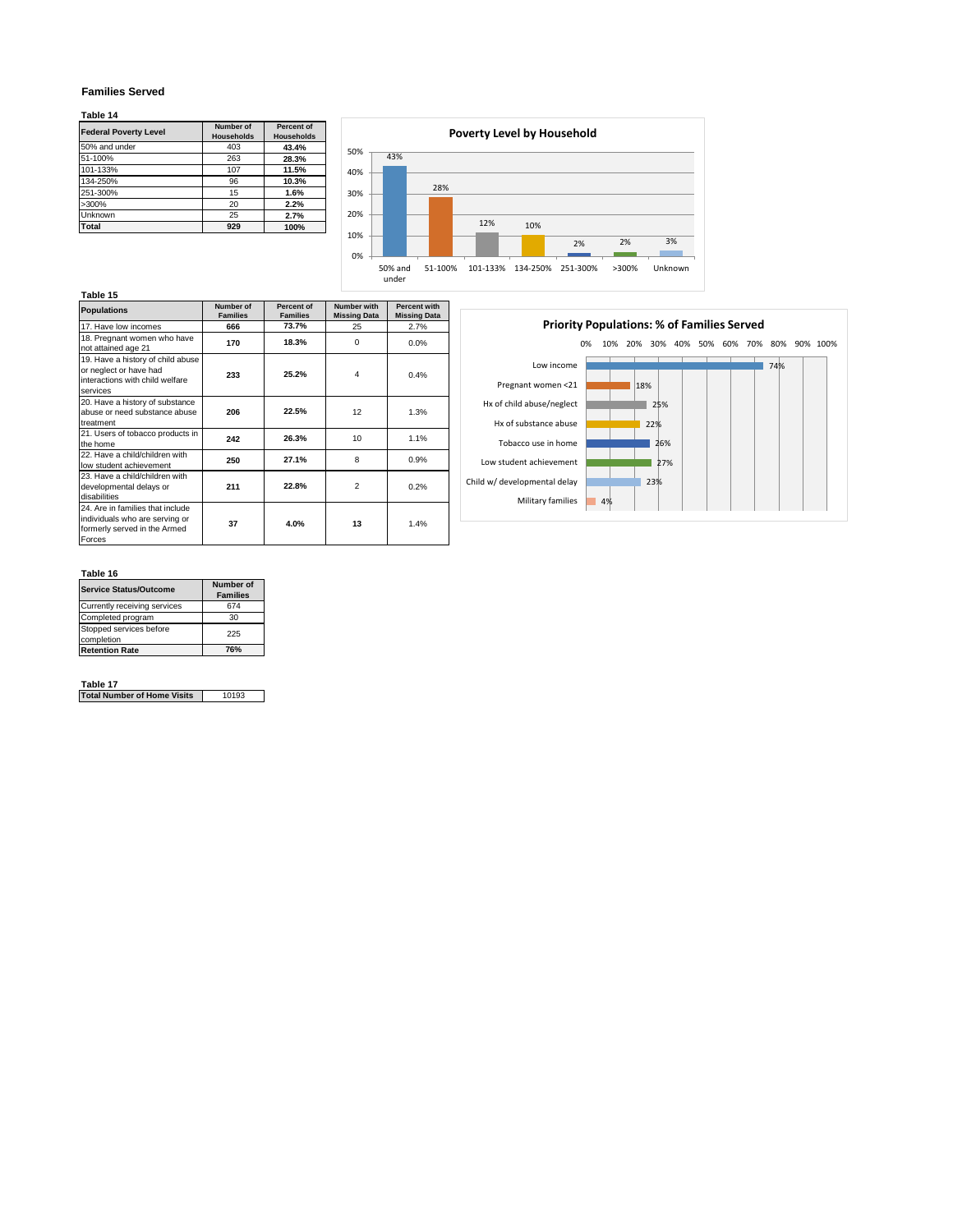## Families Served

**Table 14**

| Federal Poverty Level | Number of Households | Percent of Households |
|---|---|---|
| 50% and under | 403 | **43.4%** |
| 51-100% | 263 | **28.3%** |
| 101-133% | 107 | **11.5%** |
| 134-250% | 96 | **10.3%** |
| 251-300% | 15 | **1.6%** |
| >300% | 20 | **2.2%** |
| Unknown | 25 | **2.7%** |
| **Total** | **929** | **100%** |

Poverty Level by Household

50%
40%
30%
20%
10%
0%

43%
28%
12%
10%
2%
2%
3%

50% and under
51-100%
101-133%
134-250%
251-300%
>300%
Unknown

**Table 15**

| Populations | Number of Families | Percent of Families | Number with Missing Data | Percent with Missing Data |
|---|---|---|---|---|
| 17. Have low incomes | **666** | **73.7%** | 25 | 2.7% |
| 18. Pregnant women who have not attained age 21 | **170** | **18.3%** | 0 | 0.0% |
| 19. Have a history of child abuse or neglect or have had interactions with child welfare services | **233** | **25.2%** | 4 | 0.4% |
| 20. Have a history of substance abuse or need substance abuse treatment | **206** | **22.5%** | 12 | 1.3% |
| 21. Users of tobacco products in the home | **242** | **26.3%** | 10 | 1.1% |
| 22. Have a child/children with low student achievement | **250** | **27.1%** | 8 | 0.9% |
| 23. Have a child/children with developmental delays or disabilities | **211** | **22.8%** | 2 | 0.2% |
| 24. Are in families that include individuals who are serving or formerly served in the Armed Forces | **37** | **4.0%** | 13 | 1.4% |

Priority Populations: % of Families Served

0% 10% 20% 30% 40% 50% 60% 70% 80% 90% 100%

Low income 74%
Pregnant women <21 18%
Hx of child abuse/neglect 25%
Hx of substance abuse 22%
Tobacco use in home 26%
Low student achievement 27%
Child w/ developmental delay 23%
Military families 4%

**Table 16**

| Service Status/Outcome | Number of Families |
|---|---|
| Currently receiving services | 674 |
| Completed program | 30 |
| Stopped services before completion | 225 |
| **Retention Rate** | **76%** |

**Table 17**

| | |
|---|---|
| **Total Number of Home Visits** | 10193 |